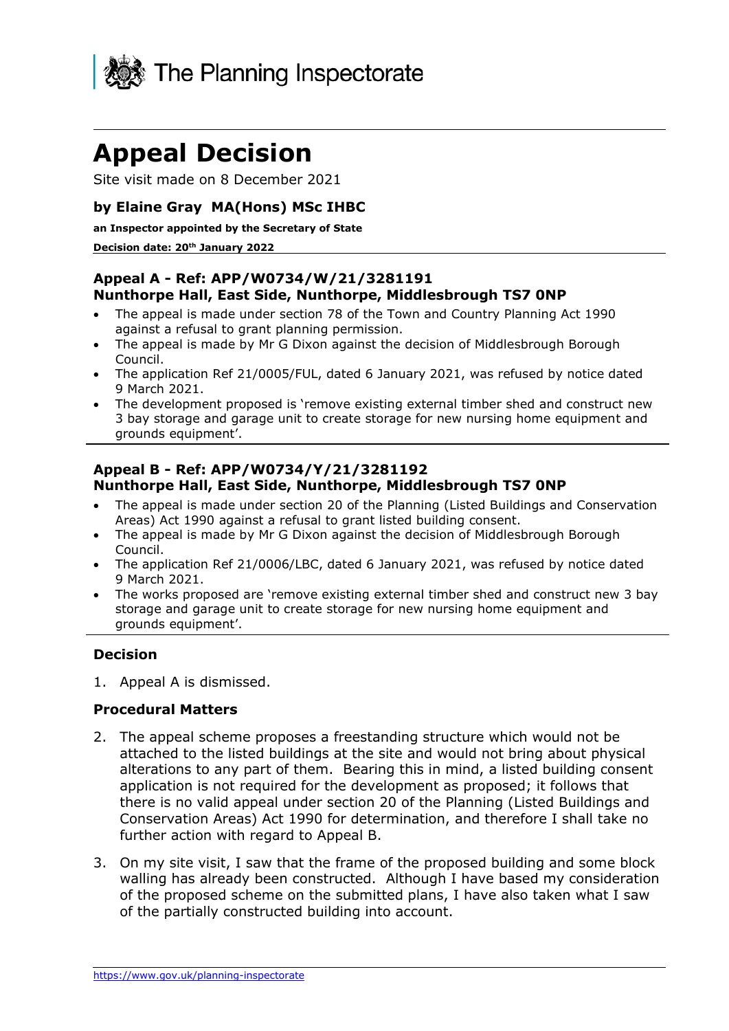The Planning Inspectorate

# Appeal Decision

Site visit made on 8 December 2021

### by Elaine Gray MA(Hons) MSc IHBC

**an Inspector appointed by the Secretary of State**

**Decision date: 20th January 2022**

---

### Appeal A - Ref: APP/W0734/W/21/3281191
### Nunthorpe Hall, East Side, Nunthorpe, Middlesbrough TS7 0NP

- The appeal is made under section 78 of the Town and Country Planning Act 1990 against a refusal to grant planning permission.
- The appeal is made by Mr G Dixon against the decision of Middlesbrough Borough Council.
- The application Ref 21/0005/FUL, dated 6 January 2021, was refused by notice dated 9 March 2021.
- The development proposed is 'remove existing external timber shed and construct new 3 bay storage and garage unit to create storage for new nursing home equipment and grounds equipment'.

---

### Appeal B - Ref: APP/W0734/Y/21/3281192
### Nunthorpe Hall, East Side, Nunthorpe, Middlesbrough TS7 0NP

- The appeal is made under section 20 of the Planning (Listed Buildings and Conservation Areas) Act 1990 against a refusal to grant listed building consent.
- The appeal is made by Mr G Dixon against the decision of Middlesbrough Borough Council.
- The application Ref 21/0006/LBC, dated 6 January 2021, was refused by notice dated 9 March 2021.
- The works proposed are 'remove existing external timber shed and construct new 3 bay storage and garage unit to create storage for new nursing home equipment and grounds equipment'.

---

### Decision

1. Appeal A is dismissed.

### Procedural Matters

2. The appeal scheme proposes a freestanding structure which would not be attached to the listed buildings at the site and would not bring about physical alterations to any part of them. Bearing this in mind, a listed building consent application is not required for the development as proposed; it follows that there is no valid appeal under section 20 of the Planning (Listed Buildings and Conservation Areas) Act 1990 for determination, and therefore I shall take no further action with regard to Appeal B.

3. On my site visit, I saw that the frame of the proposed building and some block walling has already been constructed. Although I have based my consideration of the proposed scheme on the submitted plans, I have also taken what I saw of the partially constructed building into account.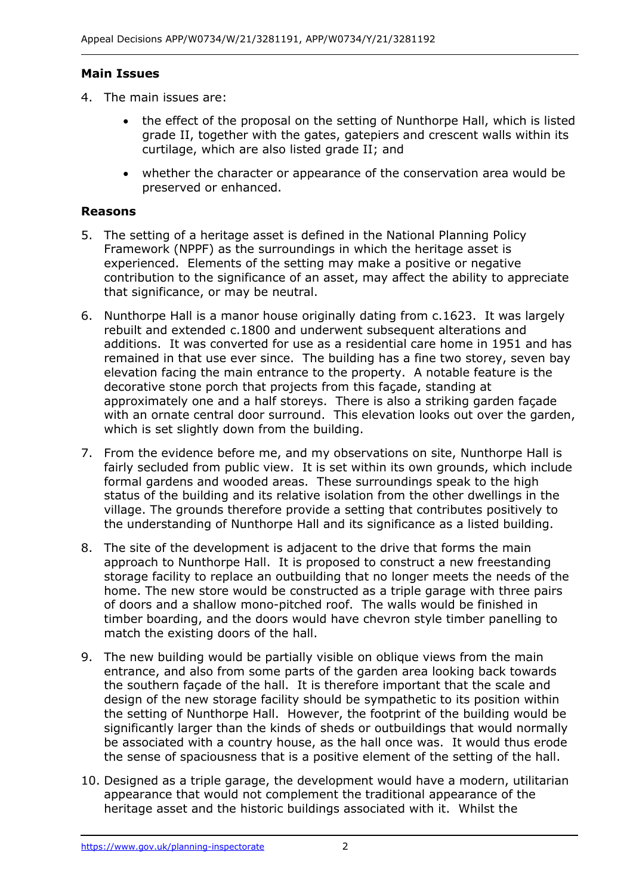## Main Issues

4. The main issues are:

    - the effect of the proposal on the setting of Nunthorpe Hall, which is listed grade II, together with the gates, gatepiers and crescent walls within its curtilage, which are also listed grade II; and
    - whether the character or appearance of the conservation area would be preserved or enhanced.

## Reasons

5. The setting of a heritage asset is defined in the National Planning Policy Framework (NPPF) as the surroundings in which the heritage asset is experienced. Elements of the setting may make a positive or negative contribution to the significance of an asset, may affect the ability to appreciate that significance, or may be neutral.

6. Nunthorpe Hall is a manor house originally dating from c.1623. It was largely rebuilt and extended c.1800 and underwent subsequent alterations and additions. It was converted for use as a residential care home in 1951 and has remained in that use ever since. The building has a fine two storey, seven bay elevation facing the main entrance to the property. A notable feature is the decorative stone porch that projects from this façade, standing at approximately one and a half storeys. There is also a striking garden façade with an ornate central door surround. This elevation looks out over the garden, which is set slightly down from the building.

7. From the evidence before me, and my observations on site, Nunthorpe Hall is fairly secluded from public view. It is set within its own grounds, which include formal gardens and wooded areas. These surroundings speak to the high status of the building and its relative isolation from the other dwellings in the village. The grounds therefore provide a setting that contributes positively to the understanding of Nunthorpe Hall and its significance as a listed building.

8. The site of the development is adjacent to the drive that forms the main approach to Nunthorpe Hall. It is proposed to construct a new freestanding storage facility to replace an outbuilding that no longer meets the needs of the home. The new store would be constructed as a triple garage with three pairs of doors and a shallow mono-pitched roof. The walls would be finished in timber boarding, and the doors would have chevron style timber panelling to match the existing doors of the hall.

9. The new building would be partially visible on oblique views from the main entrance, and also from some parts of the garden area looking back towards the southern façade of the hall. It is therefore important that the scale and design of the new storage facility should be sympathetic to its position within the setting of Nunthorpe Hall. However, the footprint of the building would be significantly larger than the kinds of sheds or outbuildings that would normally be associated with a country house, as the hall once was. It would thus erode the sense of spaciousness that is a positive element of the setting of the hall.

10. Designed as a triple garage, the development would have a modern, utilitarian appearance that would not complement the traditional appearance of the heritage asset and the historic buildings associated with it. Whilst the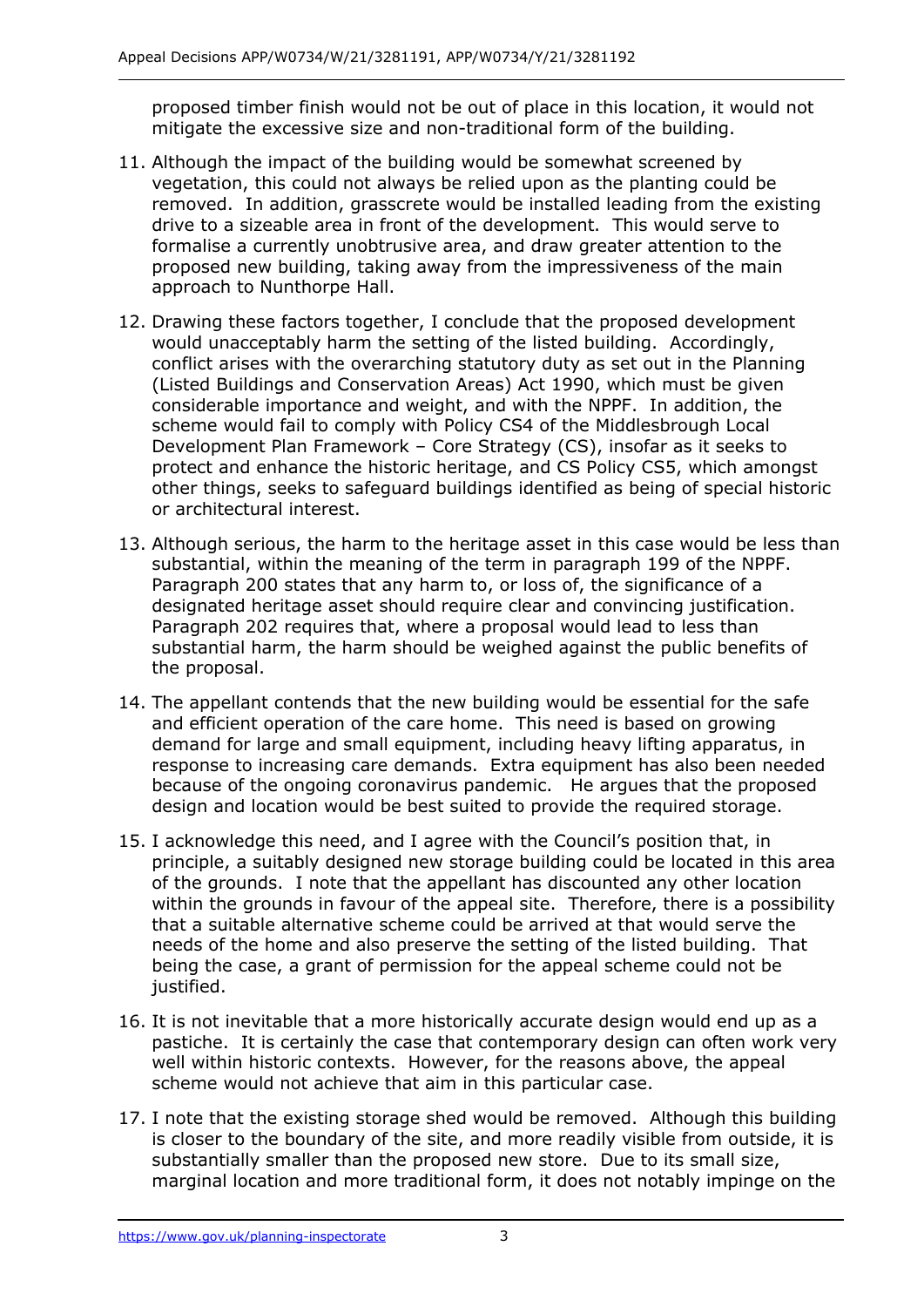proposed timber finish would not be out of place in this location, it would not mitigate the excessive size and non-traditional form of the building.

11. Although the impact of the building would be somewhat screened by vegetation, this could not always be relied upon as the planting could be removed. In addition, grasscrete would be installed leading from the existing drive to a sizeable area in front of the development. This would serve to formalise a currently unobtrusive area, and draw greater attention to the proposed new building, taking away from the impressiveness of the main approach to Nunthorpe Hall.

12. Drawing these factors together, I conclude that the proposed development would unacceptably harm the setting of the listed building. Accordingly, conflict arises with the overarching statutory duty as set out in the Planning (Listed Buildings and Conservation Areas) Act 1990, which must be given considerable importance and weight, and with the NPPF. In addition, the scheme would fail to comply with Policy CS4 of the Middlesbrough Local Development Plan Framework – Core Strategy (CS), insofar as it seeks to protect and enhance the historic heritage, and CS Policy CS5, which amongst other things, seeks to safeguard buildings identified as being of special historic or architectural interest.

13. Although serious, the harm to the heritage asset in this case would be less than substantial, within the meaning of the term in paragraph 199 of the NPPF. Paragraph 200 states that any harm to, or loss of, the significance of a designated heritage asset should require clear and convincing justification. Paragraph 202 requires that, where a proposal would lead to less than substantial harm, the harm should be weighed against the public benefits of the proposal.

14. The appellant contends that the new building would be essential for the safe and efficient operation of the care home. This need is based on growing demand for large and small equipment, including heavy lifting apparatus, in response to increasing care demands. Extra equipment has also been needed because of the ongoing coronavirus pandemic. He argues that the proposed design and location would be best suited to provide the required storage.

15. I acknowledge this need, and I agree with the Council's position that, in principle, a suitably designed new storage building could be located in this area of the grounds. I note that the appellant has discounted any other location within the grounds in favour of the appeal site. Therefore, there is a possibility that a suitable alternative scheme could be arrived at that would serve the needs of the home and also preserve the setting of the listed building. That being the case, a grant of permission for the appeal scheme could not be justified.

16. It is not inevitable that a more historically accurate design would end up as a pastiche. It is certainly the case that contemporary design can often work very well within historic contexts. However, for the reasons above, the appeal scheme would not achieve that aim in this particular case.

17. I note that the existing storage shed would be removed. Although this building is closer to the boundary of the site, and more readily visible from outside, it is substantially smaller than the proposed new store. Due to its small size, marginal location and more traditional form, it does not notably impinge on the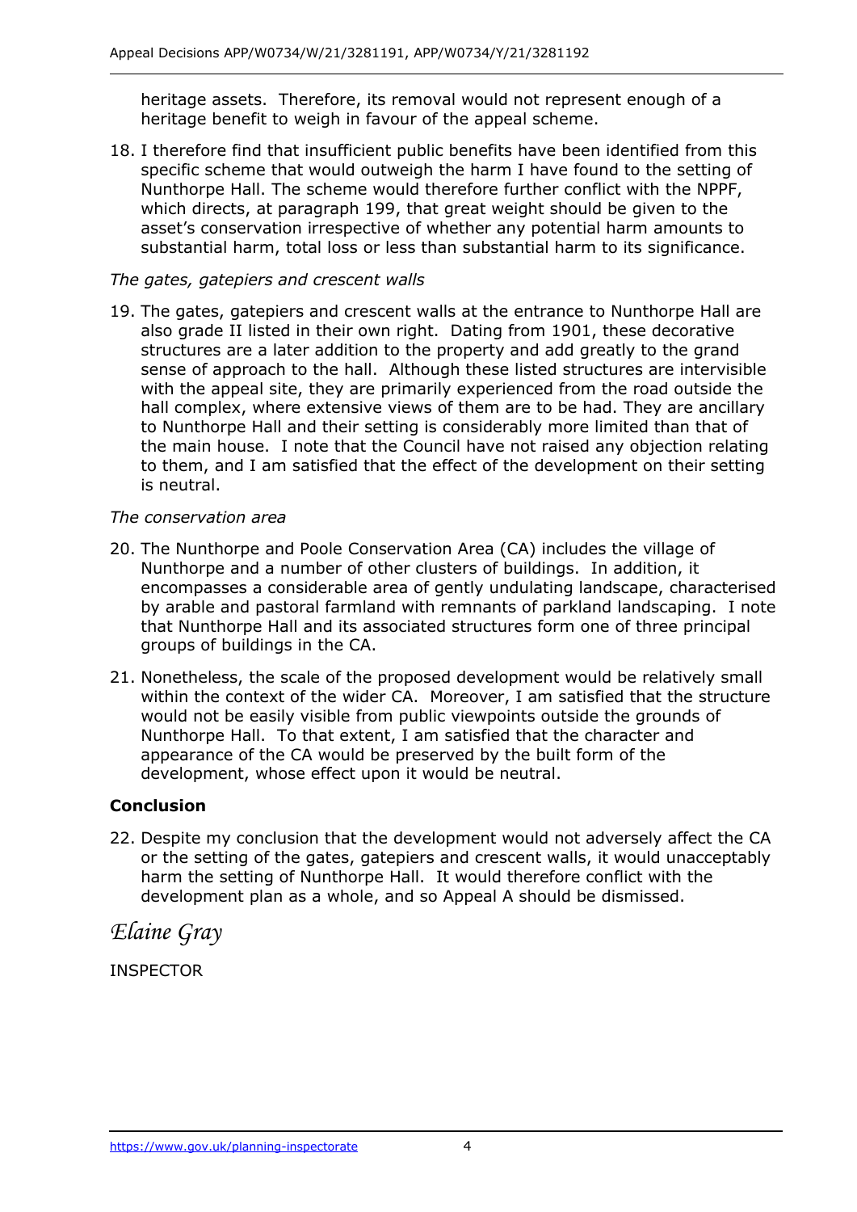heritage assets. Therefore, its removal would not represent enough of a heritage benefit to weigh in favour of the appeal scheme.

18. I therefore find that insufficient public benefits have been identified from this specific scheme that would outweigh the harm I have found to the setting of Nunthorpe Hall. The scheme would therefore further conflict with the NPPF, which directs, at paragraph 199, that great weight should be given to the asset's conservation irrespective of whether any potential harm amounts to substantial harm, total loss or less than substantial harm to its significance.

*The gates, gatepiers and crescent walls*

19. The gates, gatepiers and crescent walls at the entrance to Nunthorpe Hall are also grade II listed in their own right. Dating from 1901, these decorative structures are a later addition to the property and add greatly to the grand sense of approach to the hall. Although these listed structures are intervisible with the appeal site, they are primarily experienced from the road outside the hall complex, where extensive views of them are to be had. They are ancillary to Nunthorpe Hall and their setting is considerably more limited than that of the main house. I note that the Council have not raised any objection relating to them, and I am satisfied that the effect of the development on their setting is neutral.

*The conservation area*

20. The Nunthorpe and Poole Conservation Area (CA) includes the village of Nunthorpe and a number of other clusters of buildings. In addition, it encompasses a considerable area of gently undulating landscape, characterised by arable and pastoral farmland with remnants of parkland landscaping. I note that Nunthorpe Hall and its associated structures form one of three principal groups of buildings in the CA.

21. Nonetheless, the scale of the proposed development would be relatively small within the context of the wider CA. Moreover, I am satisfied that the structure would not be easily visible from public viewpoints outside the grounds of Nunthorpe Hall. To that extent, I am satisfied that the character and appearance of the CA would be preserved by the built form of the development, whose effect upon it would be neutral.

**Conclusion**

22. Despite my conclusion that the development would not adversely affect the CA or the setting of the gates, gatepiers and crescent walls, it would unacceptably harm the setting of Nunthorpe Hall. It would therefore conflict with the development plan as a whole, and so Appeal A should be dismissed.

*Elaine Gray*

INSPECTOR